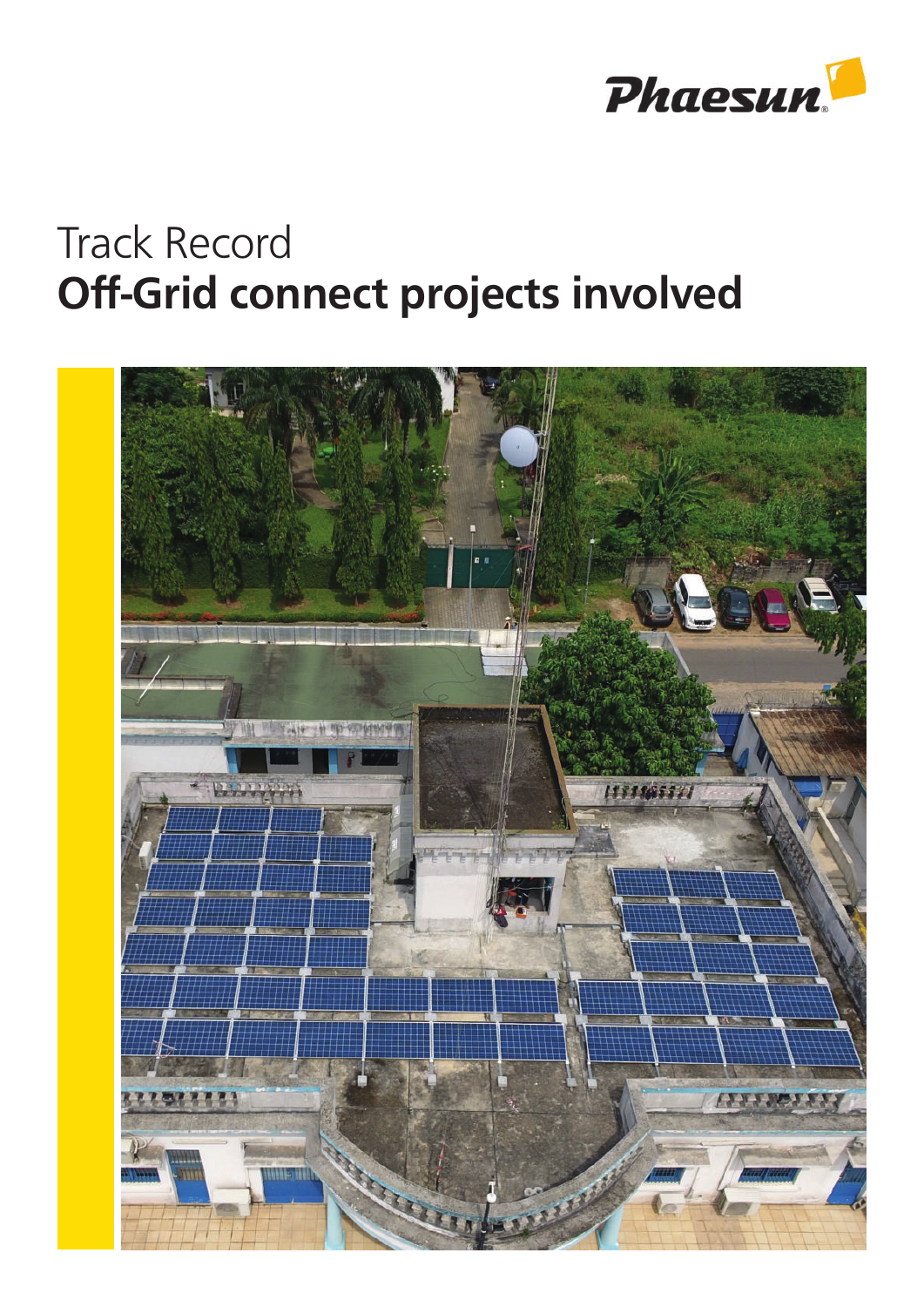Phaesun

Track Record

# Off-Grid connect projects involved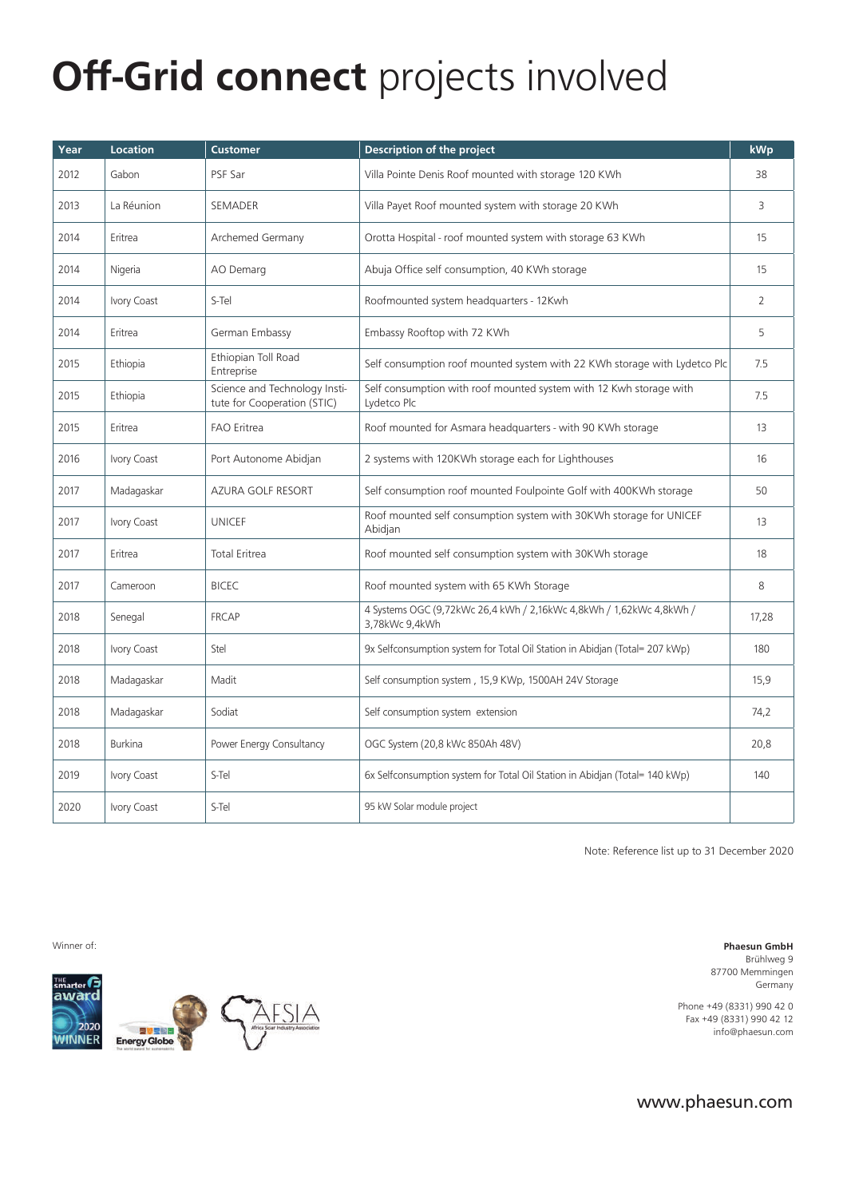# **Off-Grid connect** projects involved

| Year | Location | Customer | Description of the project | kWp |
|---|---|---|---|---|
| 2012 | Gabon | PSF Sar | Villa Pointe Denis Roof mounted with storage 120 KWh | 38 |
| 2013 | La Réunion | SEMADER | Villa Payet Roof mounted system with storage 20 KWh | 3 |
| 2014 | Eritrea | Archemed Germany | Orotta Hospital - roof mounted system with storage 63 KWh | 15 |
| 2014 | Nigeria | AO Demarg | Abuja Office self consumption, 40 KWh storage | 15 |
| 2014 | Ivory Coast | S-Tel | Roofmounted system headquarters - 12Kwh | 2 |
| 2014 | Eritrea | German Embassy | Embassy Rooftop with 72 KWh | 5 |
| 2015 | Ethiopia | Ethiopian Toll Road Entreprise | Self consumption roof mounted system with 22 KWh storage with Lydetco Plc | 7.5 |
| 2015 | Ethiopia | Science and Technology Institute for Cooperation (STIC) | Self consumption with roof mounted system with 12 Kwh storage with Lydetco Plc | 7.5 |
| 2015 | Eritrea | FAO Eritrea | Roof mounted for Asmara headquarters - with 90 KWh storage | 13 |
| 2016 | Ivory Coast | Port Autonome Abidjan | 2 systems with 120KWh storage each for Lighthouses | 16 |
| 2017 | Madagaskar | AZURA GOLF RESORT | Self consumption roof mounted Foulpointe Golf with 400KWh storage | 50 |
| 2017 | Ivory Coast | UNICEF | Roof mounted self consumption system with 30KWh storage for UNICEF Abidjan | 13 |
| 2017 | Eritrea | Total Eritrea | Roof mounted self consumption system with 30KWh storage | 18 |
| 2017 | Cameroon | BICEC | Roof mounted system with 65 KWh Storage | 8 |
| 2018 | Senegal | FRCAP | 4 Systems OGC (9,72kWc 26,4 kWh / 2,16kWc 4,8kWh / 1,62kWc 4,8kWh / 3,78kWc 9,4kWh | 17,28 |
| 2018 | Ivory Coast | Stel | 9x Selfconsumption system for Total Oil Station in Abidjan (Total= 207 kWp) | 180 |
| 2018 | Madagaskar | Madit | Self consumption system , 15,9 KWp, 1500AH 24V Storage | 15,9 |
| 2018 | Madagaskar | Sodiat | Self consumption system extension | 74,2 |
| 2018 | Burkina | Power Energy Consultancy | OGC System (20,8 kWc 850Ah 48V) | 20,8 |
| 2019 | Ivory Coast | S-Tel | 6x Selfconsumption system for Total Oil Station in Abidjan (Total= 140 kWp) | 140 |
| 2020 | Ivory Coast | S-Tel | 95 kW Solar module project | |

Note: Reference list up to 31 December 2020

Winner of:

**Phaesun GmbH**
Brühlweg 9
87700 Memmingen
Germany

Phone +49 (8331) 990 42 0
Fax +49 (8331) 990 42 12
info@phaesun.com

www.phaesun.com